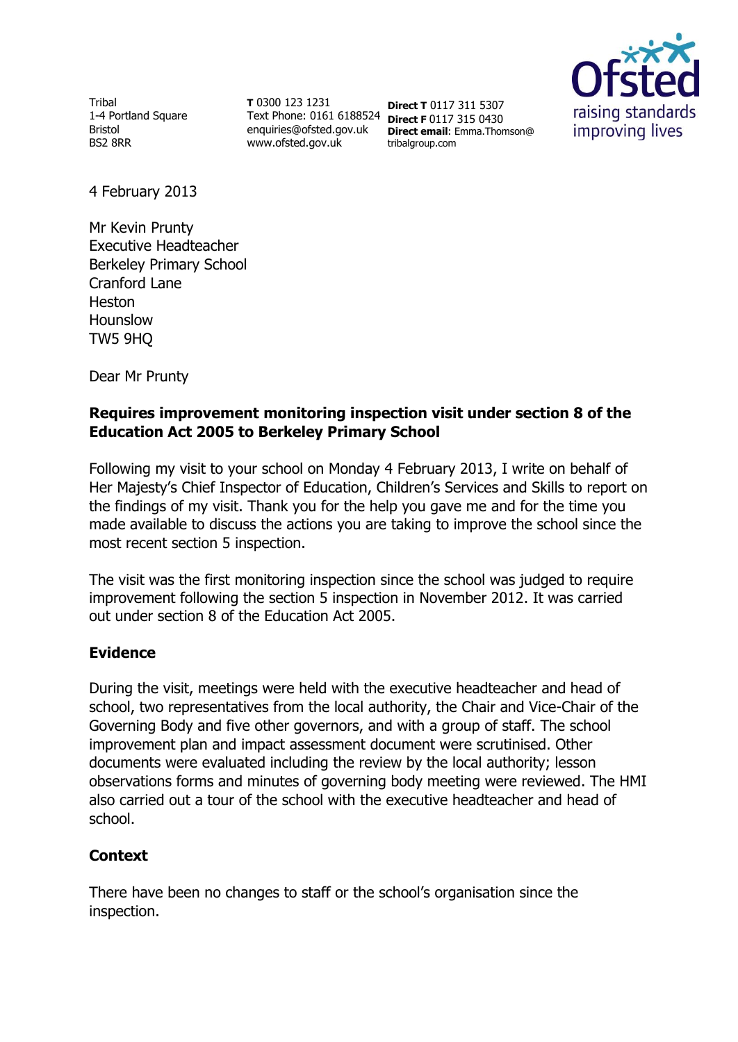Tribal
1-4 Portland Square
Bristol
BS2 8RR

**T** 0300 123 1231
Text Phone: 0161 6188524
enquiries@ofsted.gov.uk
www.ofsted.gov.uk

**Direct T** 0117 311 5307
**Direct F** 0117 315 0430
**Direct email**: Emma.Thomson@tribalgroup.com

Ofsted
raising standards
improving lives

4 February 2013

Mr Kevin Prunty
Executive Headteacher
Berkeley Primary School
Cranford Lane
Heston
Hounslow
TW5 9HQ

Dear Mr Prunty

**Requires improvement monitoring inspection visit under section 8 of the Education Act 2005 to Berkeley Primary School**

Following my visit to your school on Monday 4 February 2013, I write on behalf of Her Majesty's Chief Inspector of Education, Children's Services and Skills to report on the findings of my visit. Thank you for the help you gave me and for the time you made available to discuss the actions you are taking to improve the school since the most recent section 5 inspection.

The visit was the first monitoring inspection since the school was judged to require improvement following the section 5 inspection in November 2012. It was carried out under section 8 of the Education Act 2005.

**Evidence**

During the visit, meetings were held with the executive headteacher and head of school, two representatives from the local authority, the Chair and Vice-Chair of the Governing Body and five other governors, and with a group of staff. The school improvement plan and impact assessment document were scrutinised. Other documents were evaluated including the review by the local authority; lesson observations forms and minutes of governing body meeting were reviewed. The HMI also carried out a tour of the school with the executive headteacher and head of school.

**Context**

There have been no changes to staff or the school's organisation since the inspection.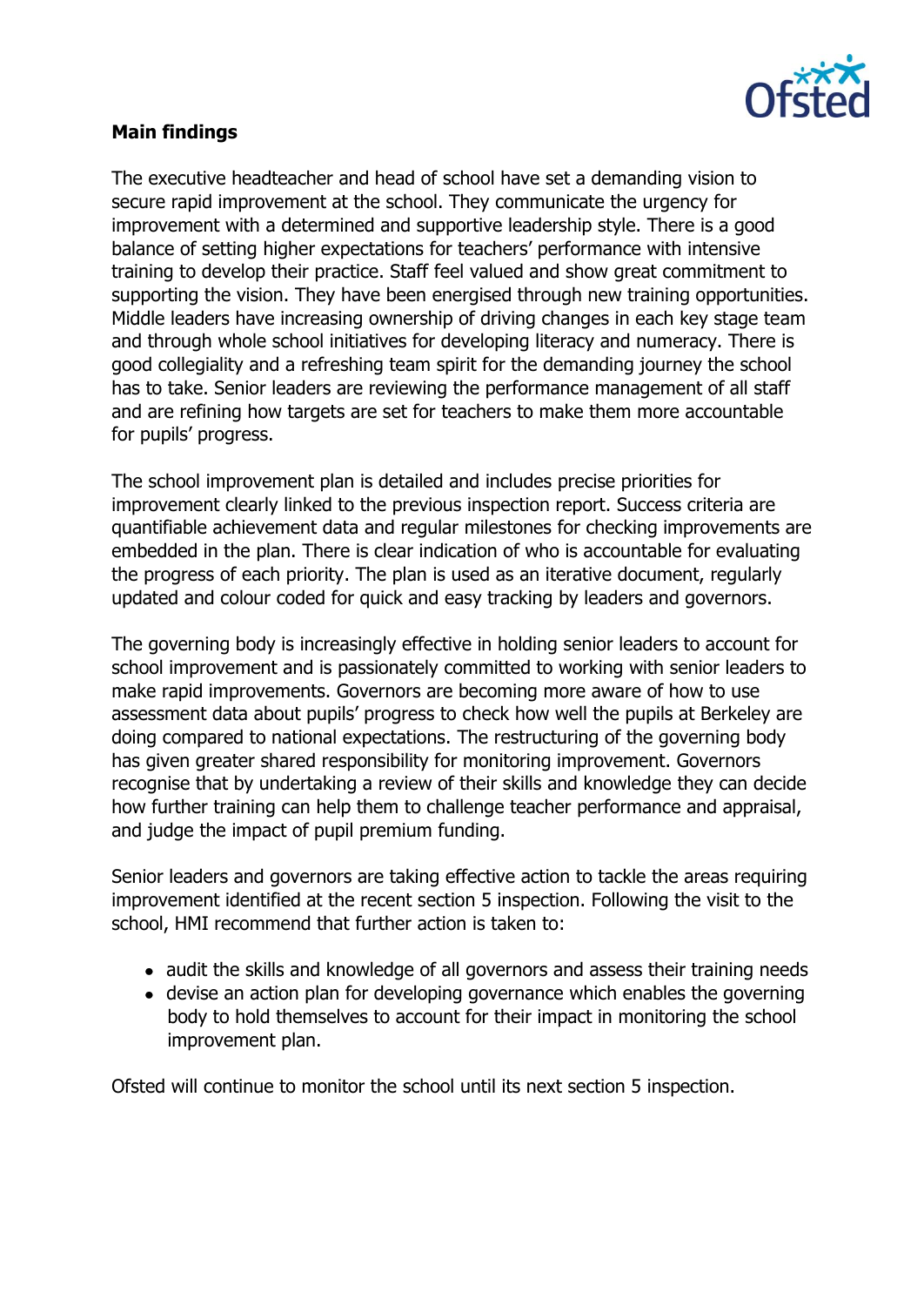**Main findings**

The executive headteacher and head of school have set a demanding vision to secure rapid improvement at the school. They communicate the urgency for improvement with a determined and supportive leadership style. There is a good balance of setting higher expectations for teachers' performance with intensive training to develop their practice. Staff feel valued and show great commitment to supporting the vision. They have been energised through new training opportunities. Middle leaders have increasing ownership of driving changes in each key stage team and through whole school initiatives for developing literacy and numeracy. There is good collegiality and a refreshing team spirit for the demanding journey the school has to take. Senior leaders are reviewing the performance management of all staff and are refining how targets are set for teachers to make them more accountable for pupils' progress.

The school improvement plan is detailed and includes precise priorities for improvement clearly linked to the previous inspection report. Success criteria are quantifiable achievement data and regular milestones for checking improvements are embedded in the plan. There is clear indication of who is accountable for evaluating the progress of each priority. The plan is used as an iterative document, regularly updated and colour coded for quick and easy tracking by leaders and governors.

The governing body is increasingly effective in holding senior leaders to account for school improvement and is passionately committed to working with senior leaders to make rapid improvements. Governors are becoming more aware of how to use assessment data about pupils' progress to check how well the pupils at Berkeley are doing compared to national expectations. The restructuring of the governing body has given greater shared responsibility for monitoring improvement. Governors recognise that by undertaking a review of their skills and knowledge they can decide how further training can help them to challenge teacher performance and appraisal, and judge the impact of pupil premium funding.

Senior leaders and governors are taking effective action to tackle the areas requiring improvement identified at the recent section 5 inspection. Following the visit to the school, HMI recommend that further action is taken to:

- audit the skills and knowledge of all governors and assess their training needs
- devise an action plan for developing governance which enables the governing body to hold themselves to account for their impact in monitoring the school improvement plan.

Ofsted will continue to monitor the school until its next section 5 inspection.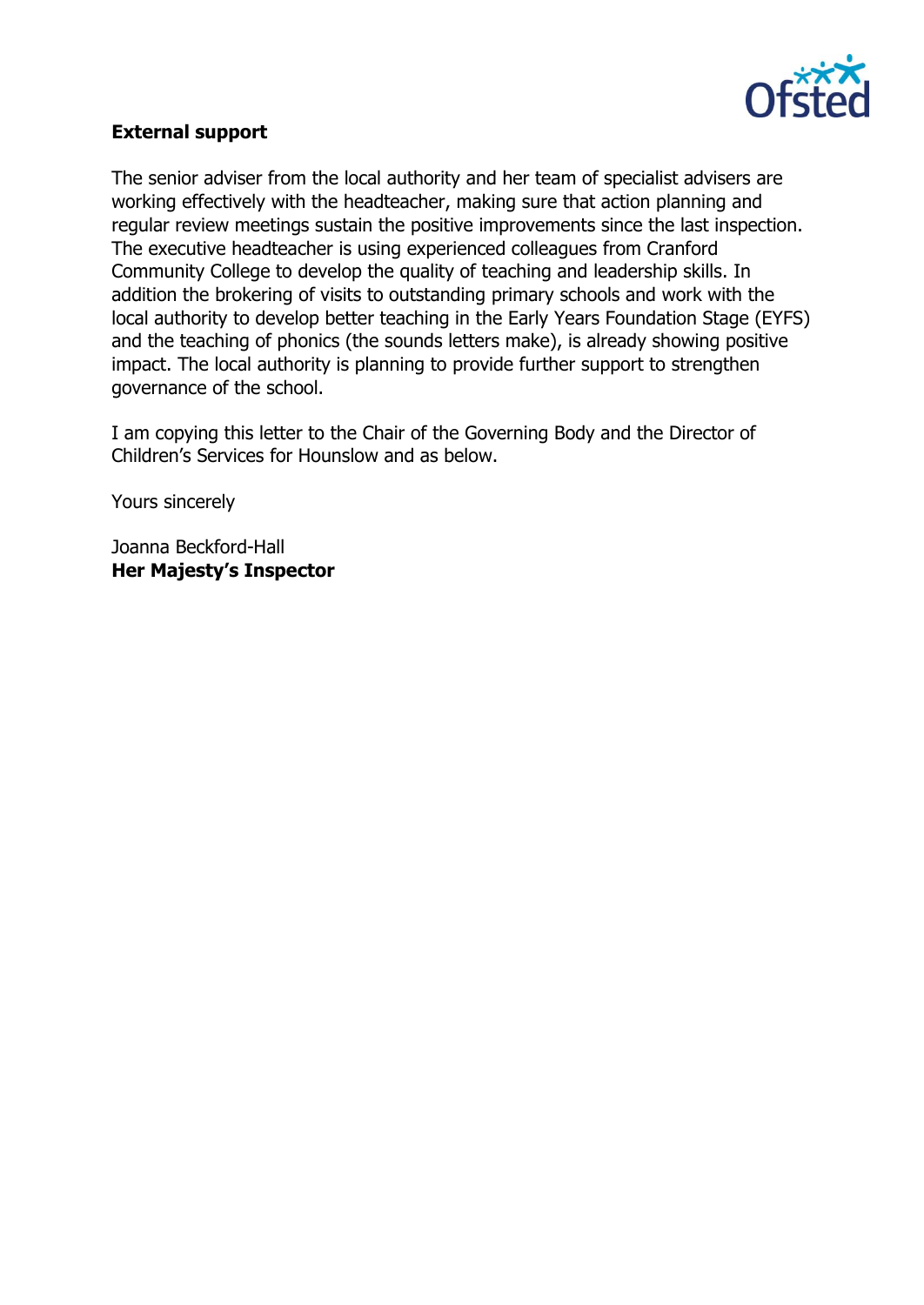**External support**

The senior adviser from the local authority and her team of specialist advisers are working effectively with the headteacher, making sure that action planning and regular review meetings sustain the positive improvements since the last inspection. The executive headteacher is using experienced colleagues from Cranford Community College to develop the quality of teaching and leadership skills. In addition the brokering of visits to outstanding primary schools and work with the local authority to develop better teaching in the Early Years Foundation Stage (EYFS) and the teaching of phonics (the sounds letters make), is already showing positive impact. The local authority is planning to provide further support to strengthen governance of the school.

I am copying this letter to the Chair of the Governing Body and the Director of Children's Services for Hounslow and as below.

Yours sincerely

Joanna Beckford-Hall
**Her Majesty's Inspector**